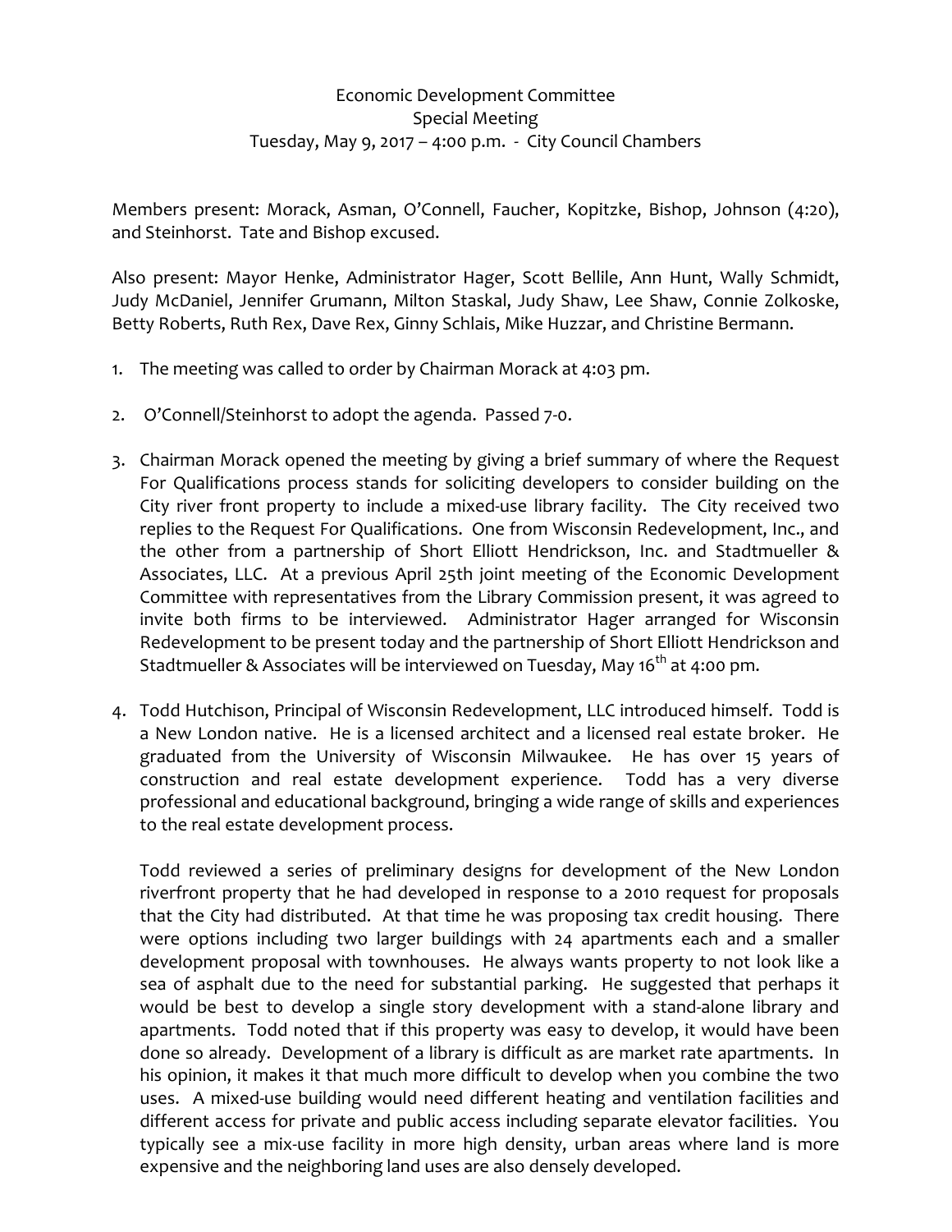Economic Development Committee
Special Meeting
Tuesday, May 9, 2017 – 4:00 p.m. - City Council Chambers

Members present: Morack, Asman, O'Connell, Faucher, Kopitzke, Bishop, Johnson (4:20), and Steinhorst. Tate and Bishop excused.

Also present: Mayor Henke, Administrator Hager, Scott Bellile, Ann Hunt, Wally Schmidt, Judy McDaniel, Jennifer Grumann, Milton Staskal, Judy Shaw, Lee Shaw, Connie Zolkoske, Betty Roberts, Ruth Rex, Dave Rex, Ginny Schlais, Mike Huzzar, and Christine Bermann.

1. The meeting was called to order by Chairman Morack at 4:03 pm.

2. O'Connell/Steinhorst to adopt the agenda. Passed 7-0.

3. Chairman Morack opened the meeting by giving a brief summary of where the Request For Qualifications process stands for soliciting developers to consider building on the City river front property to include a mixed-use library facility. The City received two replies to the Request For Qualifications. One from Wisconsin Redevelopment, Inc., and the other from a partnership of Short Elliott Hendrickson, Inc. and Stadtmueller & Associates, LLC. At a previous April 25th joint meeting of the Economic Development Committee with representatives from the Library Commission present, it was agreed to invite both firms to be interviewed. Administrator Hager arranged for Wisconsin Redevelopment to be present today and the partnership of Short Elliott Hendrickson and Stadtmueller & Associates will be interviewed on Tuesday, May 16th at 4:00 pm.

4. Todd Hutchison, Principal of Wisconsin Redevelopment, LLC introduced himself. Todd is a New London native. He is a licensed architect and a licensed real estate broker. He graduated from the University of Wisconsin Milwaukee. He has over 15 years of construction and real estate development experience. Todd has a very diverse professional and educational background, bringing a wide range of skills and experiences to the real estate development process.

   Todd reviewed a series of preliminary designs for development of the New London riverfront property that he had developed in response to a 2010 request for proposals that the City had distributed. At that time he was proposing tax credit housing. There were options including two larger buildings with 24 apartments each and a smaller development proposal with townhouses. He always wants property to not look like a sea of asphalt due to the need for substantial parking. He suggested that perhaps it would be best to develop a single story development with a stand-alone library and apartments. Todd noted that if this property was easy to develop, it would have been done so already. Development of a library is difficult as are market rate apartments. In his opinion, it makes it that much more difficult to develop when you combine the two uses. A mixed-use building would need different heating and ventilation facilities and different access for private and public access including separate elevator facilities. You typically see a mix-use facility in more high density, urban areas where land is more expensive and the neighboring land uses are also densely developed.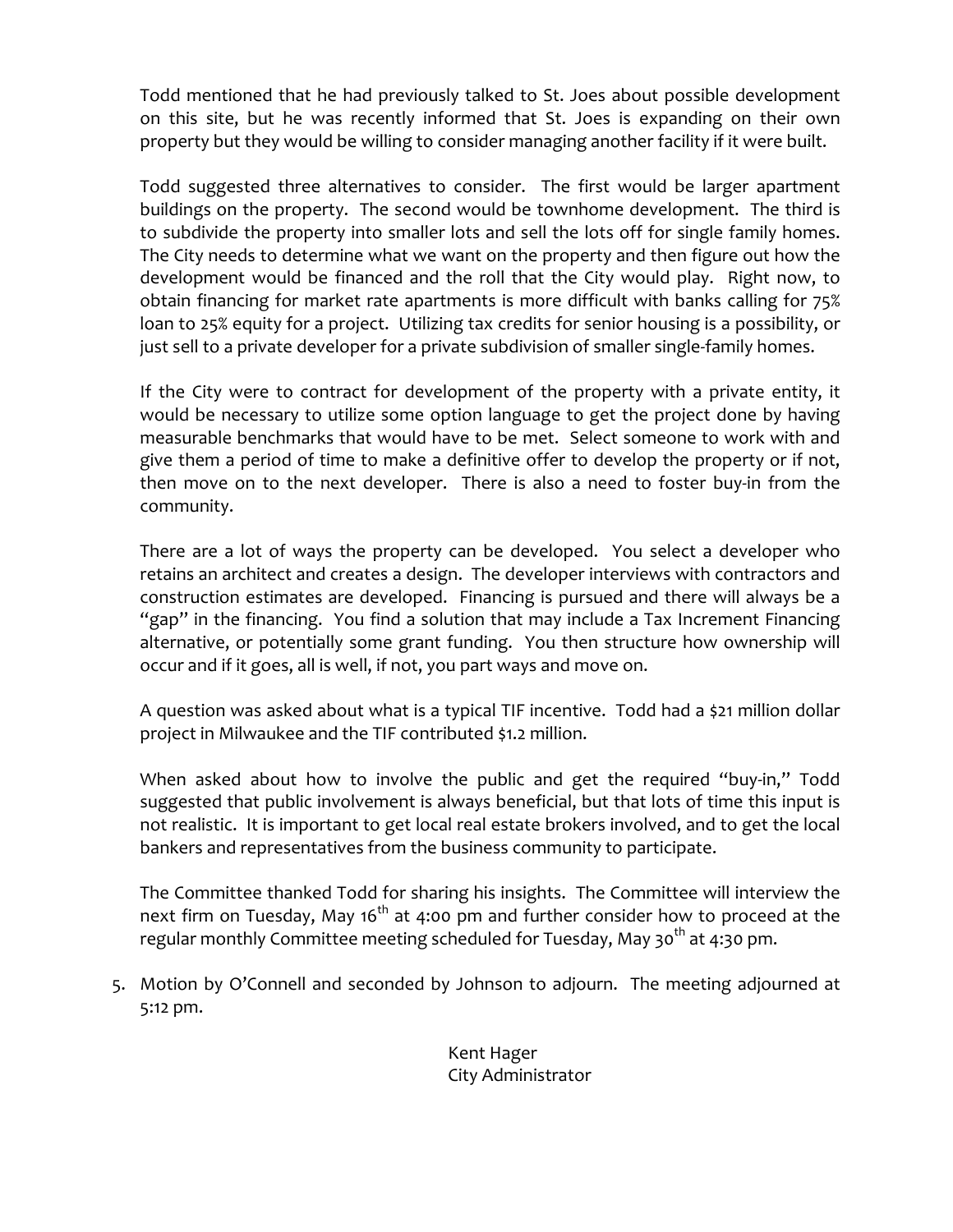Todd mentioned that he had previously talked to St. Joes about possible development on this site, but he was recently informed that St. Joes is expanding on their own property but they would be willing to consider managing another facility if it were built.

Todd suggested three alternatives to consider. The first would be larger apartment buildings on the property. The second would be townhome development. The third is to subdivide the property into smaller lots and sell the lots off for single family homes. The City needs to determine what we want on the property and then figure out how the development would be financed and the roll that the City would play. Right now, to obtain financing for market rate apartments is more difficult with banks calling for 75% loan to 25% equity for a project. Utilizing tax credits for senior housing is a possibility, or just sell to a private developer for a private subdivision of smaller single-family homes.

If the City were to contract for development of the property with a private entity, it would be necessary to utilize some option language to get the project done by having measurable benchmarks that would have to be met. Select someone to work with and give them a period of time to make a definitive offer to develop the property or if not, then move on to the next developer. There is also a need to foster buy-in from the community.

There are a lot of ways the property can be developed. You select a developer who retains an architect and creates a design. The developer interviews with contractors and construction estimates are developed. Financing is pursued and there will always be a "gap" in the financing. You find a solution that may include a Tax Increment Financing alternative, or potentially some grant funding. You then structure how ownership will occur and if it goes, all is well, if not, you part ways and move on.

A question was asked about what is a typical TIF incentive. Todd had a $21 million dollar project in Milwaukee and the TIF contributed $1.2 million.

When asked about how to involve the public and get the required "buy-in," Todd suggested that public involvement is always beneficial, but that lots of time this input is not realistic. It is important to get local real estate brokers involved, and to get the local bankers and representatives from the business community to participate.

The Committee thanked Todd for sharing his insights. The Committee will interview the next firm on Tuesday, May 16th at 4:00 pm and further consider how to proceed at the regular monthly Committee meeting scheduled for Tuesday, May 30th at 4:30 pm.

5. Motion by O'Connell and seconded by Johnson to adjourn. The meeting adjourned at 5:12 pm.

Kent Hager
City Administrator